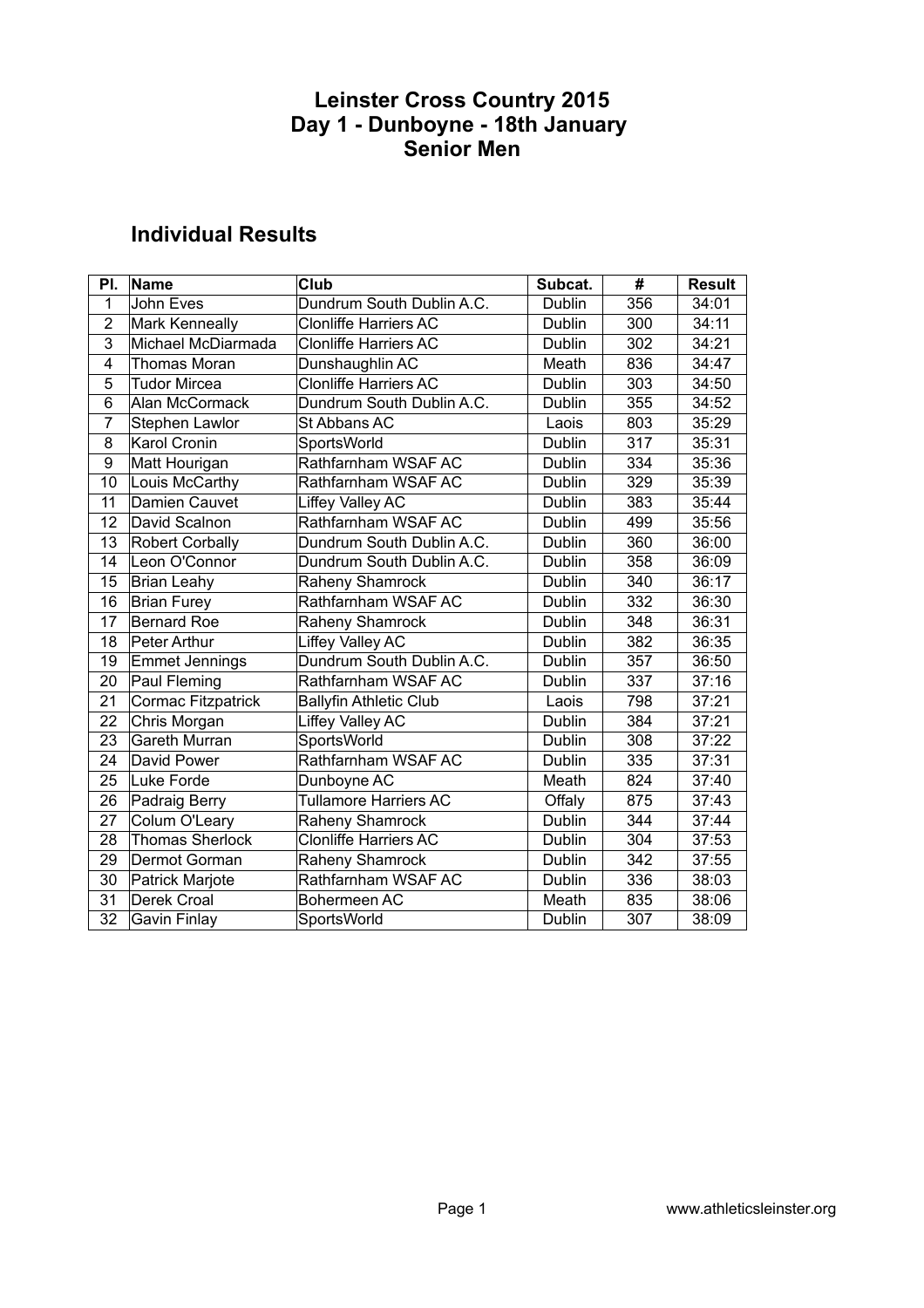# Leinster Cross Country 2015
# Day 1 - Dunboyne - 18th January
# Senior Men

## Individual Results

| Pl. | Name | Club | Subcat. | # | Result |
|---|---|---|---|---|---|
| 1 | John Eves | Dundrum South Dublin A.C. | Dublin | 356 | 34:01 |
| 2 | Mark Kenneally | Clonliffe Harriers AC | Dublin | 300 | 34:11 |
| 3 | Michael McDiarmada | Clonliffe Harriers AC | Dublin | 302 | 34:21 |
| 4 | Thomas Moran | Dunshaughlin AC | Meath | 836 | 34:47 |
| 5 | Tudor Mircea | Clonliffe Harriers AC | Dublin | 303 | 34:50 |
| 6 | Alan McCormack | Dundrum South Dublin A.C. | Dublin | 355 | 34:52 |
| 7 | Stephen Lawlor | St Abbans AC | Laois | 803 | 35:29 |
| 8 | Karol Cronin | SportsWorld | Dublin | 317 | 35:31 |
| 9 | Matt Hourigan | Rathfarnham WSAF AC | Dublin | 334 | 35:36 |
| 10 | Louis McCarthy | Rathfarnham WSAF AC | Dublin | 329 | 35:39 |
| 11 | Damien Cauvet | Liffey Valley AC | Dublin | 383 | 35:44 |
| 12 | David Scalnon | Rathfarnham WSAF AC | Dublin | 499 | 35:56 |
| 13 | Robert Corbally | Dundrum South Dublin A.C. | Dublin | 360 | 36:00 |
| 14 | Leon O'Connor | Dundrum South Dublin A.C. | Dublin | 358 | 36:09 |
| 15 | Brian Leahy | Raheny Shamrock | Dublin | 340 | 36:17 |
| 16 | Brian Furey | Rathfarnham WSAF AC | Dublin | 332 | 36:30 |
| 17 | Bernard Roe | Raheny Shamrock | Dublin | 348 | 36:31 |
| 18 | Peter Arthur | Liffey Valley AC | Dublin | 382 | 36:35 |
| 19 | Emmet Jennings | Dundrum South Dublin A.C. | Dublin | 357 | 36:50 |
| 20 | Paul Fleming | Rathfarnham WSAF AC | Dublin | 337 | 37:16 |
| 21 | Cormac Fitzpatrick | Ballyfin Athletic Club | Laois | 798 | 37:21 |
| 22 | Chris Morgan | Liffey Valley AC | Dublin | 384 | 37:21 |
| 23 | Gareth Murran | SportsWorld | Dublin | 308 | 37:22 |
| 24 | David Power | Rathfarnham WSAF AC | Dublin | 335 | 37:31 |
| 25 | Luke Forde | Dunboyne AC | Meath | 824 | 37:40 |
| 26 | Padraig Berry | Tullamore Harriers AC | Offaly | 875 | 37:43 |
| 27 | Colum O'Leary | Raheny Shamrock | Dublin | 344 | 37:44 |
| 28 | Thomas Sherlock | Clonliffe Harriers AC | Dublin | 304 | 37:53 |
| 29 | Dermot Gorman | Raheny Shamrock | Dublin | 342 | 37:55 |
| 30 | Patrick Marjote | Rathfarnham WSAF AC | Dublin | 336 | 38:03 |
| 31 | Derek Croal | Bohermeen AC | Meath | 835 | 38:06 |
| 32 | Gavin Finlay | SportsWorld | Dublin | 307 | 38:09 |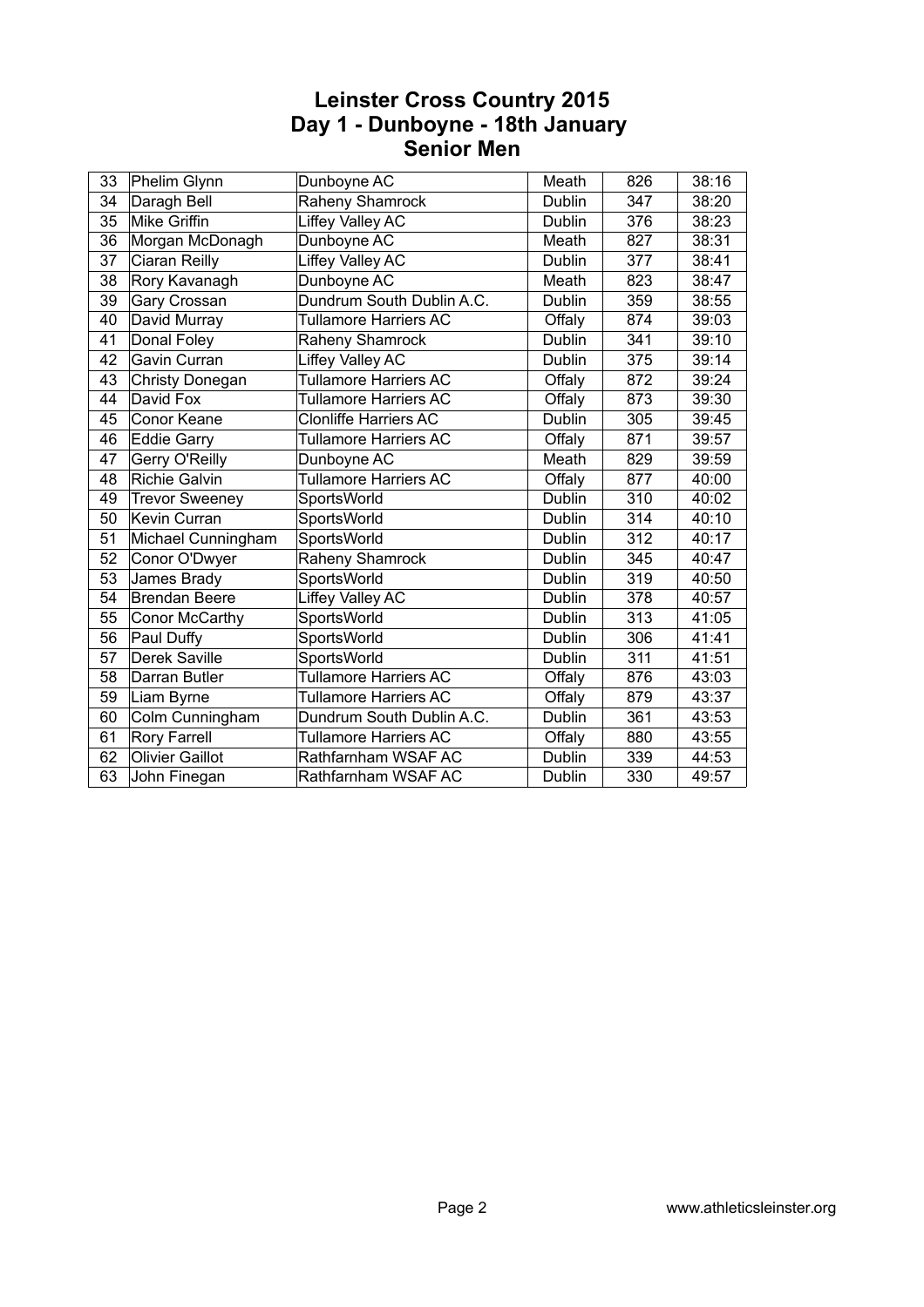# Leinster Cross Country 2015
## Day 1 - Dunboyne - 18th January
## Senior Men

| | | | | | |
|---|---|---|---|---|---|
| 33 | Phelim Glynn | Dunboyne AC | Meath | 826 | 38:16 |
| 34 | Daragh Bell | Raheny Shamrock | Dublin | 347 | 38:20 |
| 35 | Mike Griffin | Liffey Valley AC | Dublin | 376 | 38:23 |
| 36 | Morgan McDonagh | Dunboyne AC | Meath | 827 | 38:31 |
| 37 | Ciaran Reilly | Liffey Valley AC | Dublin | 377 | 38:41 |
| 38 | Rory Kavanagh | Dunboyne AC | Meath | 823 | 38:47 |
| 39 | Gary Crossan | Dundrum South Dublin A.C. | Dublin | 359 | 38:55 |
| 40 | David Murray | Tullamore Harriers AC | Offaly | 874 | 39:03 |
| 41 | Donal Foley | Raheny Shamrock | Dublin | 341 | 39:10 |
| 42 | Gavin Curran | Liffey Valley AC | Dublin | 375 | 39:14 |
| 43 | Christy Donegan | Tullamore Harriers AC | Offaly | 872 | 39:24 |
| 44 | David Fox | Tullamore Harriers AC | Offaly | 873 | 39:30 |
| 45 | Conor Keane | Clonliffe Harriers AC | Dublin | 305 | 39:45 |
| 46 | Eddie Garry | Tullamore Harriers AC | Offaly | 871 | 39:57 |
| 47 | Gerry O'Reilly | Dunboyne AC | Meath | 829 | 39:59 |
| 48 | Richie Galvin | Tullamore Harriers AC | Offaly | 877 | 40:00 |
| 49 | Trevor Sweeney | SportsWorld | Dublin | 310 | 40:02 |
| 50 | Kevin Curran | SportsWorld | Dublin | 314 | 40:10 |
| 51 | Michael Cunningham | SportsWorld | Dublin | 312 | 40:17 |
| 52 | Conor O'Dwyer | Raheny Shamrock | Dublin | 345 | 40:47 |
| 53 | James Brady | SportsWorld | Dublin | 319 | 40:50 |
| 54 | Brendan Beere | Liffey Valley AC | Dublin | 378 | 40:57 |
| 55 | Conor McCarthy | SportsWorld | Dublin | 313 | 41:05 |
| 56 | Paul Duffy | SportsWorld | Dublin | 306 | 41:41 |
| 57 | Derek Saville | SportsWorld | Dublin | 311 | 41:51 |
| 58 | Darran Butler | Tullamore Harriers AC | Offaly | 876 | 43:03 |
| 59 | Liam Byrne | Tullamore Harriers AC | Offaly | 879 | 43:37 |
| 60 | Colm Cunningham | Dundrum South Dublin A.C. | Dublin | 361 | 43:53 |
| 61 | Rory Farrell | Tullamore Harriers AC | Offaly | 880 | 43:55 |
| 62 | Olivier Gaillot | Rathfarnham WSAF AC | Dublin | 339 | 44:53 |
| 63 | John Finegan | Rathfarnham WSAF AC | Dublin | 330 | 49:57 |

www.athleticsleinster.org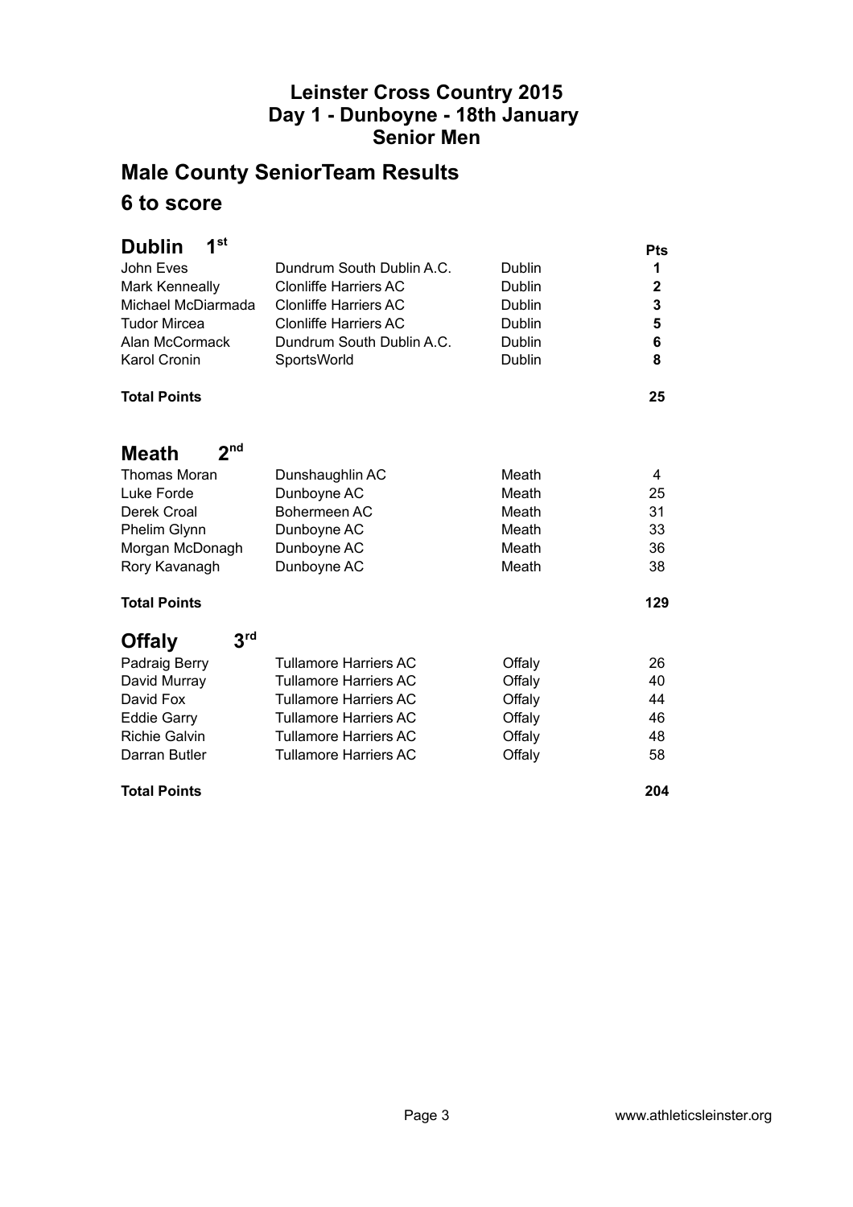# Leinster Cross Country 2015
# Day 1 - Dunboyne - 18th January
# Senior Men

## Male County SeniorTeam Results

## 6 to score

### Dublin 1st

| | | | Pts |
|---|---|---|---|
| John Eves | Dundrum South Dublin A.C. | Dublin | **1** |
| Mark Kenneally | Clonliffe Harriers AC | Dublin | **2** |
| Michael McDiarmada | Clonliffe Harriers AC | Dublin | **3** |
| Tudor Mircea | Clonliffe Harriers AC | Dublin | **5** |
| Alan McCormack | Dundrum South Dublin A.C. | Dublin | **6** |
| Karol Cronin | SportsWorld | Dublin | **8** |
| **Total Points** | | | **25** |

### Meath 2nd

| | | | Pts |
|---|---|---|---|
| Thomas Moran | Dunshaughlin AC | Meath | 4 |
| Luke Forde | Dunboyne AC | Meath | 25 |
| Derek Croal | Bohermeen AC | Meath | 31 |
| Phelim Glynn | Dunboyne AC | Meath | 33 |
| Morgan McDonagh | Dunboyne AC | Meath | 36 |
| Rory Kavanagh | Dunboyne AC | Meath | 38 |
| **Total Points** | | | **129** |

### Offaly 3rd

| | | | Pts |
|---|---|---|---|
| Padraig Berry | Tullamore Harriers AC | Offaly | 26 |
| David Murray | Tullamore Harriers AC | Offaly | 40 |
| David Fox | Tullamore Harriers AC | Offaly | 44 |
| Eddie Garry | Tullamore Harriers AC | Offaly | 46 |
| Richie Galvin | Tullamore Harriers AC | Offaly | 48 |
| Darran Butler | Tullamore Harriers AC | Offaly | 58 |
| **Total Points** | | | **204** |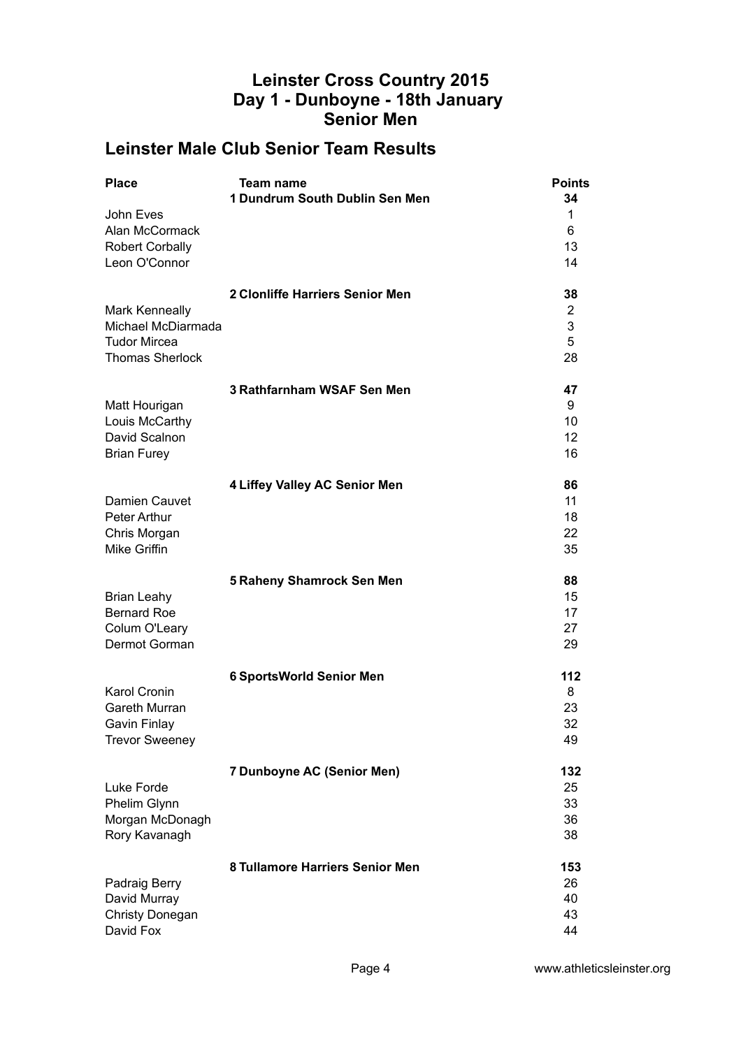## Leinster Cross Country 2015
## Day 1 - Dunboyne - 18th January
## Senior Men

## Leinster Male Club Senior Team Results

| Place | Team name | Points |
|---|---|---|
| | **1 Dundrum South Dublin Sen Men** | **34** |
| John Eves | | 1 |
| Alan McCormack | | 6 |
| Robert Corbally | | 13 |
| Leon O'Connor | | 14 |
| | **2 Clonliffe Harriers Senior Men** | **38** |
| Mark Kenneally | | 2 |
| Michael McDiarmada | | 3 |
| Tudor Mircea | | 5 |
| Thomas Sherlock | | 28 |
| | **3 Rathfarnham WSAF Sen Men** | **47** |
| Matt Hourigan | | 9 |
| Louis McCarthy | | 10 |
| David Scalnon | | 12 |
| Brian Furey | | 16 |
| | **4 Liffey Valley AC Senior Men** | **86** |
| Damien Cauvet | | 11 |
| Peter Arthur | | 18 |
| Chris Morgan | | 22 |
| Mike Griffin | | 35 |
| | **5 Raheny Shamrock Sen Men** | **88** |
| Brian Leahy | | 15 |
| Bernard Roe | | 17 |
| Colum O'Leary | | 27 |
| Dermot Gorman | | 29 |
| | **6 SportsWorld Senior Men** | **112** |
| Karol Cronin | | 8 |
| Gareth Murran | | 23 |
| Gavin Finlay | | 32 |
| Trevor Sweeney | | 49 |
| | **7 Dunboyne AC (Senior Men)** | **132** |
| Luke Forde | | 25 |
| Phelim Glynn | | 33 |
| Morgan McDonagh | | 36 |
| Rory Kavanagh | | 38 |
| | **8 Tullamore Harriers Senior Men** | **153** |
| Padraig Berry | | 26 |
| David Murray | | 40 |
| Christy Donegan | | 43 |
| David Fox | | 44 |